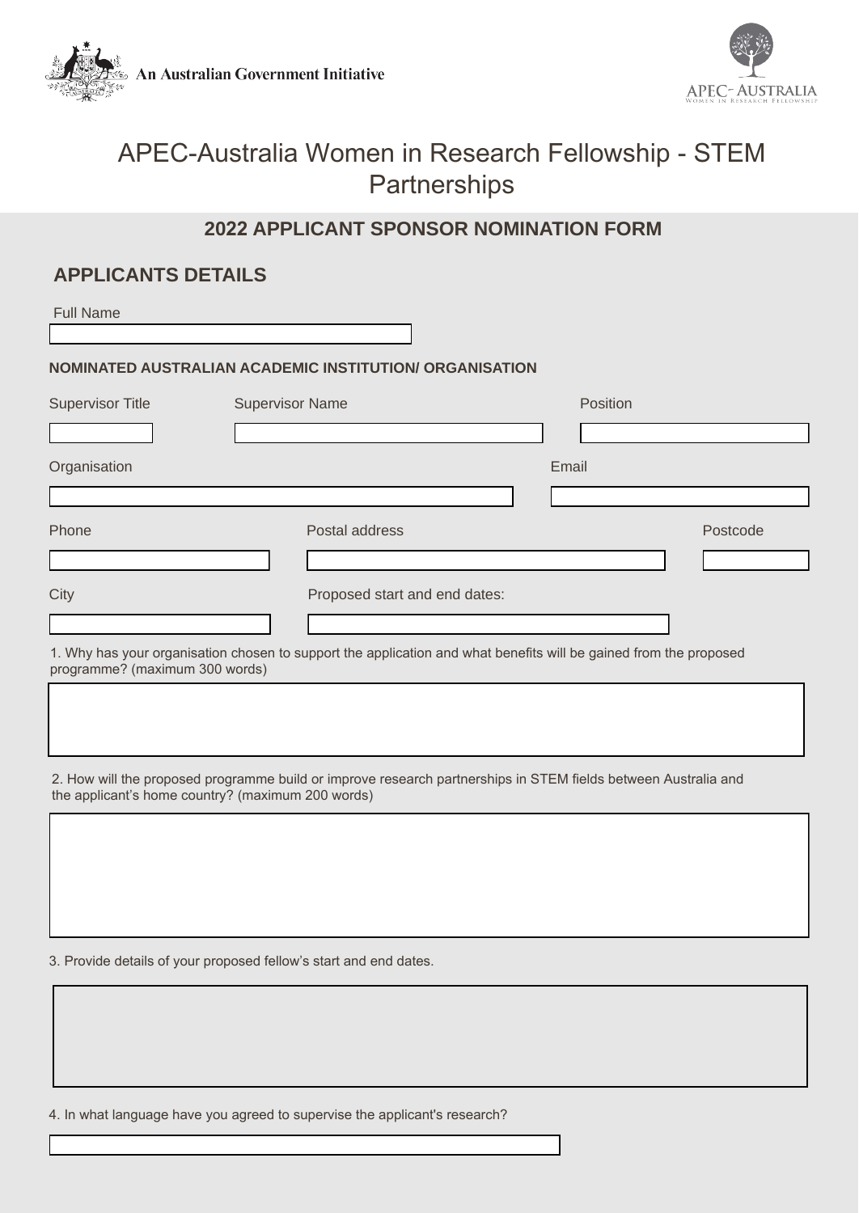An Australian Government Initiative

APEC- AUSTRALIA
WOMEN IN RESEARCH FELLOWSHIP

# APEC-Australia Women in Research Fellowship - STEM Partnerships

## 2022 APPLICANT SPONSOR NOMINATION FORM

## APPLICANTS DETAILS

Full Name

**NOMINATED AUSTRALIAN ACADEMIC INSTITUTION/ ORGANISATION**

Supervisor Title

Supervisor Name

Position

Organisation

Email

Phone

Postal address

Postcode

City

Proposed start and end dates:

1. Why has your organisation chosen to support the application and what benefits will be gained from the proposed programme? (maximum 300 words)

2. How will the proposed programme build or improve research partnerships in STEM fields between Australia and the applicant's home country? (maximum 200 words)

3. Provide details of your proposed fellow's start and end dates.

4. In what language have you agreed to supervise the applicant's research?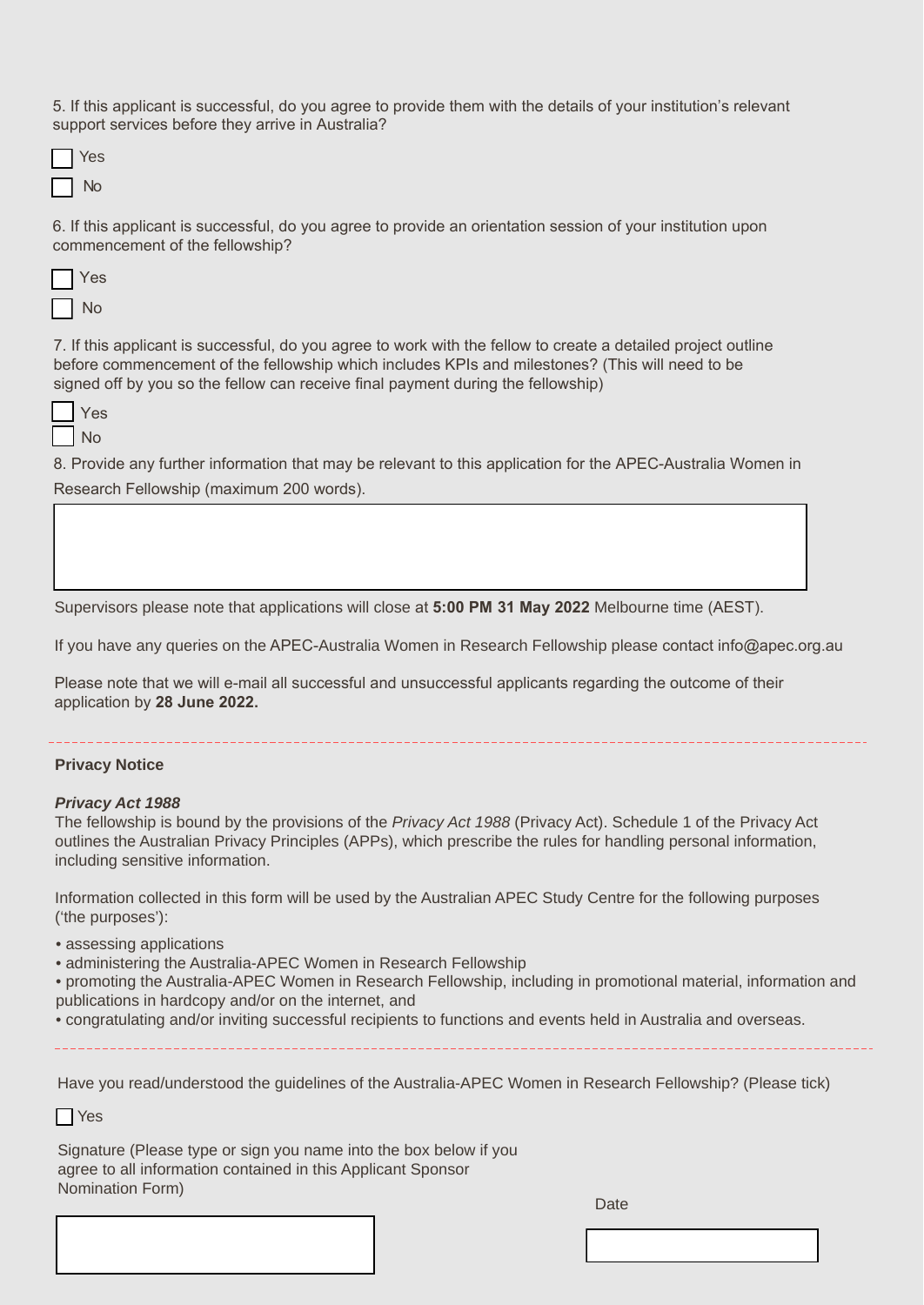5. If this applicant is successful, do you agree to provide them with the details of your institution's relevant support services before they arrive in Australia?

☐ Yes

☐ No

6. If this applicant is successful, do you agree to provide an orientation session of your institution upon commencement of the fellowship?

☐ Yes

☐ No

7. If this applicant is successful, do you agree to work with the fellow to create a detailed project outline before commencement of the fellowship which includes KPIs and milestones? (This will need to be signed off by you so the fellow can receive final payment during the fellowship)

☐ Yes

☐ No

8. Provide any further information that may be relevant to this application for the APEC-Australia Women in Research Fellowship (maximum 200 words).

Supervisors please note that applications will close at **5:00 PM 31 May 2022** Melbourne time (AEST).

If you have any queries on the APEC-Australia Women in Research Fellowship please contact info@apec.org.au

Please note that we will e-mail all successful and unsuccessful applicants regarding the outcome of their application by **28 June 2022.**

---

**Privacy Notice**

***Privacy Act 1988***

The fellowship is bound by the provisions of the *Privacy Act 1988* (Privacy Act). Schedule 1 of the Privacy Act outlines the Australian Privacy Principles (APPs), which prescribe the rules for handling personal information, including sensitive information.

Information collected in this form will be used by the Australian APEC Study Centre for the following purposes ('the purposes'):

- assessing applications
- administering the Australia-APEC Women in Research Fellowship
- promoting the Australia-APEC Women in Research Fellowship, including in promotional material, information and publications in hardcopy and/or on the internet, and
- congratulating and/or inviting successful recipients to functions and events held in Australia and overseas.

---

Have you read/understood the guidelines of the Australia-APEC Women in Research Fellowship? (Please tick)

☐ Yes

Signature (Please type or sign you name into the box below if you agree to all information contained in this Applicant Sponsor Nomination Form)

Date